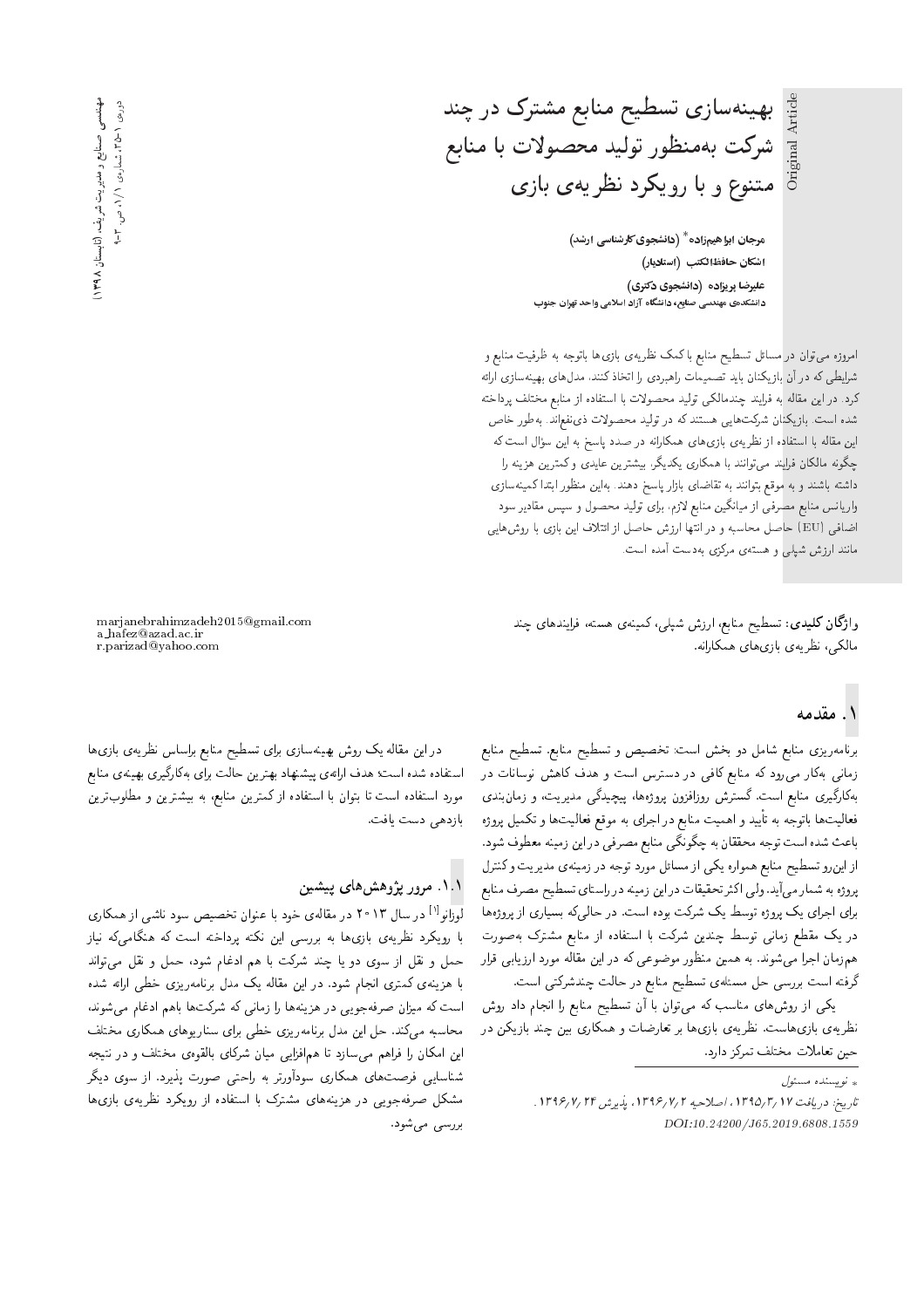# بهینه‌سازی تسطیح منابع مشترک در چند شرکت به‌منظور تولید محصولات با منابع متنوع و با رویکرد نظریه‌ی بازی

**مرجان ابراهیم‌زاده*** (دانشجوی کارشناسی ارشد)
**اشکان حافظ‌الکتب** (استادیار)
**علیرضا پریزاده** (دانشجوی دکتری)
**دانشکده‌ی مهندسی صنایع، دانشگاه آزاد اسلامی واحد تهران جنوب**

امروزه می‌توان در مسائل تسطیح منابع با کمک نظریه‌ی بازی‌ها باتوجه به ظرفیت منابع و شرایطی که در آن بازیکنان باید تصمیمات راهبردی را اتخاذ کنند، مدل‌های بهینه‌سازی ارائه کرد. در این مقاله به فرایند چندمالکی تولید محصولات با استفاده از منابع مختلف پرداخته شده است. بازیکنان شرکت‌هایی هستند که در تولید محصولات ذی‌نفع‌اند. به‌طور خاص این مقاله با استفاده از نظریه‌ی بازی‌های همکارانه در صدد پاسخ به این سؤال است که چگونه مالکان فرایند می‌توانند با همکاری یکدیگر، بیشترین عایدی و کمترین هزینه را داشته باشند و به موقع بتوانند به تقاضای بازار پاسخ دهند. به‌این منظور ابتدا کمینه‌سازی واریانس منابع مصرفی از میانگین منابع لازم، برای تولید محصول و سپس مقادیر سود اضافی (EU) حاصل محاسبه و در انتها ارزش حاصل از ائتلاف این بازی با روش‌هایی مانند ارزش شپلی و هسته‌ی مرکزی به‌دست آمده است.

**واژگان کلیدی:** تسطیح منابع، ارزش شپلی، کمینه‌ی هسته، فرایندهای چند مالکی، نظریه‌ی بازی‌های همکارانه.

marjanebrahimzadeh2015@gmail.com
a_hafez@azad.ac.ir
r.parizad@yahoo.com

## ۱. مقدمه

برنامه‌ریزی منابع شامل دو بخش است: تخصیص و تسطیح منابع. تسطیح منابع زمانی به‌کار می‌رود که منابع کافی در دسترس است و هدف کاهش نوسانات در به‌کارگیری منابع است. گسترش روزافزون پروژه‌ها، پیچیدگی مدیریت، و زمان‌بندی فعالیت‌ها باتوجه به تأیید و اهمیت منابع در اجرای به موقع فعالیت‌ها و تکمیل پروژه باعث شده است توجه محققان به چگونگی منابع مصرفی در این زمینه معطوف شود. از این‌رو تسطیح منابع همواره یکی از مسائل مورد توجه در زمینه‌ی مدیریت و کنترل پروژه به شمار می‌آید. ولی اکثر تحقیقات در این زمینه در راستای تسطیح مصرف منابع برای اجرای یک پروژه توسط یک شرکت بوده است. در حالی‌که بسیاری از پروژه‌ها در یک مقطع زمانی توسط چندین شرکت با استفاده از منابع مشترک به‌صورت هم‌زمان اجرا می‌شوند. به همین منظور موضوعی که در این مقاله مورد ارزیابی قرار گرفته است بررسی حل مسئله‌ی تسطیح منابع در حالت چندشرکتی است.

یکی از روش‌های مناسب که می‌توان با آن تسطیح منابع را انجام داد روش نظریه‌ی بازی‌هاست. نظریه‌ی بازی‌ها بر تعارضات و همکاری بین چند بازیکن در حین تعاملات مختلف تمرکز دارد.

در این مقاله یک روش بهینه‌سازی برای تسطیح منابع براساس نظریه‌ی بازی‌ها استفاده شده است؛ هدف ارائه‌ی پیشنهاد بهترین حالت برای به‌کارگیری بهینه‌ی منابع مورد استفاده است تا بتوان با استفاده از کمترین منابع، به بیشترین و مطلوب‌ترین بازدهی دست یافت.

### ۱.۱. مرور پژوهش‌های پیشین

لوزانو[1] در سال ۲۰۱۳ در مقاله‌ی خود با عنوان تخصیص سود ناشی از همکاری با رویکرد نظریه‌ی بازی‌ها به بررسی این نکته پرداخته است که هنگامی‌که نیاز حمل و نقل از سوی دو یا چند شرکت با هم ادغام شود، حمل و نقل می‌تواند با هزینه‌ی کمتری انجام شود. در این مقاله یک مدل برنامه‌ریزی خطی ارائه شده است که میزان صرفه‌جویی در هزینه‌ها را زمانی که شرکت‌ها باهم ادغام می‌شوند، محاسبه می‌کند. حل این مدل برنامه‌ریزی خطی برای سناریوهای همکاری مختلف این امکان را فراهم می‌سازد تا هم‌افزایی میان شرکای بالقوه‌ی مختلف و در نتیجه شناسایی فرصت‌های همکاری سودآورتر به راحتی صورت پذیرد. از سوی دیگر مشکل صرفه‌جویی در هزینه‌های مشترک با استفاده از رویکرد نظریه‌ی بازی‌ها بررسی می‌شود.

---

* نویسنده مسئول

تاریخ: دریافت ۱۳۹۵/۳/۱۷، اصلاحیه ۱۳۹۶/۷/۲، پذیرش ۱۳۹۶/۷/۲۴.

DOI:10.24200/J65.2019.6808.1559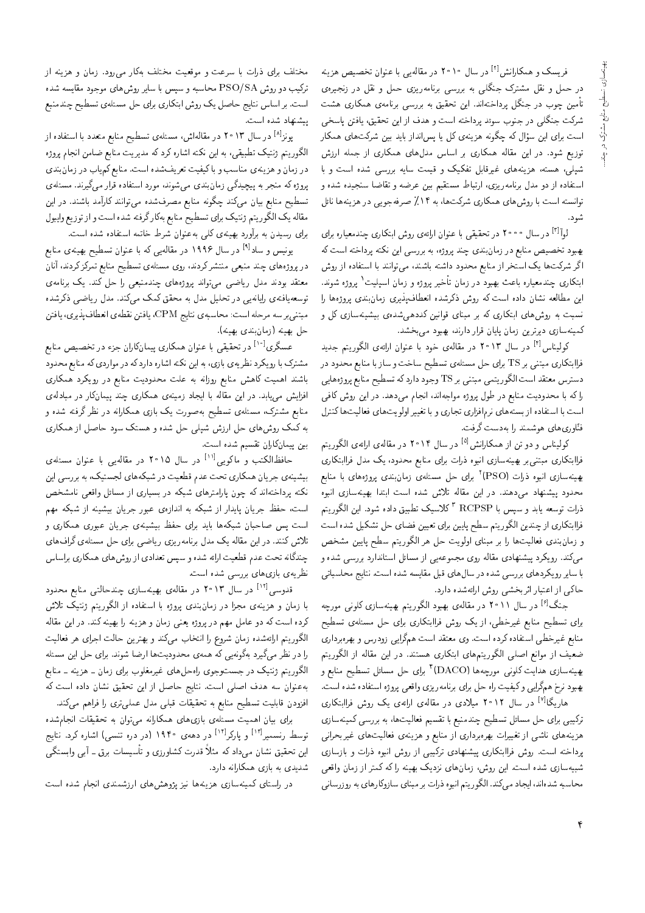فریسک و همکارانش[۲] در سال ۲۰۱۰ در مقاله‌یی با عنوان تخصیص هزینه در حمل و نقل مشترک جنگلی به بررسی برنامه‌ریزی حمل و نقل در زنجیره‌ی تأمین چوب در جنگل پرداخته‌اند. این تحقیق به بررسی برنامه‌ی همکاری هشت شرکت جنگلی در جنوب سوئد پرداخته است و هدف از این تحقیق، یافتن پاسخی است برای این سؤال که چگونه هزینه‌ی کل یا پس‌انداز باید بین شرکت‌های همکار توزیع شود. در این مقاله همکاری بر اساس مدل‌های همکاری از جمله ارزش شپلی، هسته، هزینه‌های غیرقابل تفکیک و قیمت سایه بررسی شده است و با استفاده از دو مدل برنامه‌ریزی، ارتباط مستقیم بین عرضه و تقاضا سنجیده شده و توانسته است با روش‌های همکاری شرکت‌ها، به ۱۴٪ صرفه‌جویی در هزینه‌ها نائل شود.

لوآ[۳] در سال ۲۰۰۰ در تحقیقی با عنوان ارائه‌ی روش ابتکاری چندمعیاره برای بهبود تخصیص منابع در زمان‌بندی چند پروژه، به بررسی این نکته پرداخته است که اگر شرکت‌ها یک استخر از منابع محدود داشته باشند، می‌توانند با استفاده از روش ابتکاری چندمعیاره باعث بهبود در زمان تأخیر پروژه و زمان اسپلیت[۱] پروژه شوند. این مطالعه نشان داده است که روش ذکرشده انعطاف‌پذیری زمان‌بندی پروژه‌ها را نسبت به روش‌های ابتکاری که بر مبنای قوانین کددهی‌شده‌ی بیشینه‌سازی کل و کمینه‌سازی دیرترین زمان پایان قرار دارند، بهبود می‌بخشد.

کولیناس[۴] در سال ۲۰۱۳ در مقاله‌ی خود با عنوان ارائه‌ی الگوریتم جدید فراابتکاری مبتنی بر TS برای حل مسئله‌ی تسطیح ساخت و ساز با منابع محدود در دسترس معتقد است الگوریتمی مبتنی بر TS وجود دارد که تسطیح منابع پروژه‌هایی را که با محدودیت منابع در طول پروژه مواجه‌اند، انجام می‌دهد. در این روش کافی است با استفاده از بسته‌های نرم‌افزاری تجاری و با تغییر اولویت‌های فعالیت‌ها کنترل فنّاوری‌های هوشمند را به‌دست گرفت.

کولیناس و دو تن از همکارانش[۵] در سال ۲۰۱۴ در مقاله‌ی ارائه‌ی الگوریتم فراابتکاری مبتنی بر بهینه‌سازی انبوه ذرات برای منابع محدود، یک مدل فراابتکاری بهینه‌سازی انبوه ذرات (PSO)[۲] برای حل مسئله‌ی زمان‌بندی پروژه‌های با منابع محدود پیشنهاد می‌دهند. در این مقاله تلاش شده است ابتدا بهینه‌سازی انبوه ذرات توسعه یابد و سپس با RCPSP [۳] کلاسیک تطبیق داده شود. این الگوریتم فراابتکاری از چندین الگوریتم سطح پایین برای تعیین فضای حل تشکیل شده است و زمان‌بندی فعالیت‌ها را بر مبنای اولویت حل هر الگوریتم سطح پایین مشخص می‌کند. رویکرد پیشنهادی مقاله روی مجموعه‌یی از مسائل استاندارد بررسی شده و با سایر رویکردهای بررسی شده در سال‌های قبل مقایسه شده است. نتایج محاسباتی حاکی از اعتبار اثربخشی روش ارائه‌شده دارد.

جنگ[۶] در سال ۲۰۱۱ در مقاله‌ی بهبود الگوریتم بهینه‌سازی کلونی مورچه برای تسطیح منابع غیرخطی، از یک روش فراابتکاری برای حل مسئله‌ی تسطیح منابع غیرخطی استفاده کرده است. وی معتقد است همگرایی زودرس و بهره‌برداری ضعیف از موانع اصلی الگوریتم‌های ابتکاری هستند. در این مقاله از الگوریتم بهینه‌سازی هدایت کلونی مورچه‌ها (DACO)[۴] برای حل مسائل تسطیح منابع و بهبود نرخ همگرایی و کیفیت راه حل برای برنامه‌ریزی واقعی پروژه استفاده شده است.

هاریگا[۷] در سال ۲۰۱۲ میلادی در مقاله‌ی ارائه‌ی یک روش فراابتکاری ترکیبی برای حل مسائل تسطیح چندمنبع با تقسیم فعالیت‌ها، به بررسی کمینه‌سازی هزینه‌های ناشی از تغییرات بهره‌برداری از منابع و هزینه‌ی فعالیت‌های غیربحرانی پرداخته است. روش فراابتکاری پیشنهادی ترکیبی از روش انبوه ذرات و بازسازی شبیه‌سازی شده است. در این روش، زمان‌های نزدیک بهینه را که کمتر از زمان واقعی محاسبه شده‌اند، ایجاد می‌کند. الگوریتم انبوه ذرات بر مبنای سازوکارهای به روزرسانی مختلف برای ذرات با سرعت و موقعیت مختلف به‌کار می‌رود. زمان و هزینه از ترکیب دو روش PSO/SA محاسبه و سپس با سایر روش‌های موجود مقایسه شده است. بر اساس نتایج حاصل یک روش ابتکاری برای حل مسئله‌ی تسطیح چندمنبع پیشنهاد شده است.

پونز[۸] در سال ۲۰۱۳ در مقاله‌اش، مسئله‌ی تسطیح منابع متعدد با استفاده از الگوریتم ژنتیک تطبیقی، به این نکته اشاره کرد که مدیریت منابع ضامن انجام پروژه در زمان و هزینه‌ی مناسب و با کیفیت تعریف‌شده است. منابع کم‌یاب در زمان‌بندی پروژه که منجر به پیچیدگی زمان‌بندی می‌شوند، مورد استفاده قرار می‌گیرند. مسئله‌ی تسطیح منابع بیان می‌کند چگونه منابع مصرف‌شده می‌توانند کارآمد باشند. در این مقاله یک الگوریتم ژنتیک برای تسطیح منابع به‌کار گرفته شده است و از توزیع وایبول برای رسیدن به برآورد بهینه‌ی کلی به‌عنوان شرط خاتمه استفاده شده است.

یونیس و ساد[۹] در سال ۱۹۹۶ در مقاله‌یی که با عنوان تسطیح بهینه‌ی منابع در پروژه‌های چند منبعی منتشر کردند، روی مسئله‌ی تسطیح منابع تمرکز کردند، آنان معتقد بودند مدل ریاضی می‌تواند پروژه‌های چندمنبعی را حل کند. یک برنامه‌ی توسعه‌یافته‌ی رایانه‌یی در تحلیل مدل به محقق کمک می‌کند. مدل ریاضی ذکرشده مبتنی بر سه مرحله است: محاسبه‌ی نتایج CPM، یافتن نقطه‌ی انعطاف‌پذیری، یافتن حل بهینه (زمان‌بندی بهینه).

عسگری[۱۰] در تحقیقی با عنوان همکاری پیمانکاران جزء در تخصیص منابع مشترک با رویکرد نظریه‌ی بازی، به این نکته اشاره دارد که در مواردی که منابع محدود باشند اهمیت کاهش منابع روزانه به علت محدودیت منابع در رویکرد همکاری افزایش می‌یابد. در این مقاله با ایجاد زمینه‌ی همکاری چند پیمانکار در مبادله‌ی منابع مشترک، مسئله‌ی تسطیح منابع به‌صورت یک بازی همکارانه در نظر گرفته شده و به کمک روش‌های حل ارزش شپلی حل شده و هسته سود حاصل از همکاری بین پیمانکاران تقسیم شده است.

حافظ‌الکتب و ماکویی[۱۱] در سال ۲۰۱۵ در مقاله‌یی با عنوان مسئله‌ی بیشینه‌ی جریان همکاری تحت عدم قطعیت در شبکه‌های لجستیک، به بررسی این نکته پرداخته‌اند که چون پارامترهای شبکه در بسیاری از مسائل واقعی نامشخص است، حفظ جریان پایدار از شبکه به اندازه‌ی عبور جریان بیشینه از شبکه مهم است پس صاحبان شبکه‌ها باید برای حفظ بیشینه‌ی جریان عبوری شبکه همکاری و تلاش کنند. در این مقاله یک مدل برنامه‌ریزی ریاضی برای حل مسئله‌ی گراف‌های چندگانه تحت عدم قطعیت ارائه شده و سپس تعدادی از روش‌های همکاری براساس نظریه‌ی بازی‌های بررسی شده است.

قدوسی[۱۲] در سال ۲۰۱۳ در مقاله‌ی بهینه‌سازی چندحالتی منابع محدود با زمان و هزینه‌ی مجزا در زمان‌بندی پروژه با استفاده از الگوریتم ژنتیک تلاش کرده است که دو عامل مهم در پروژه یعنی زمان و هزینه را بهینه کند. در این مقاله الگوریتم ارائه‌شده زمان شروع را انتخاب می‌کند و بهترین حالت اجرای هر فعالیت را در نظر می‌گیرد به‌گونه‌یی که همه‌ی محدودیت‌ها ارضا شوند. برای حل این مسئله الگوریتم ژنتیک در جست‌وجوی راه‌حل‌های غیرمغلوب برای زمان ـ هزینه ـ منابع به‌عنوان سه هدف اصلی است. نتایج حاصل از این تحقیق نشان داده است که افزودن قابلیت تسطیح منابع به تحقیقات قبلی مدل عملی‌تری را فراهم می‌کند.

برای بیان اهمیت مسئله‌ی بازی‌های همکارانه می‌توان به تحقیقات انجام‌شده توسط رنسمیر[۱۳] و پارکر[۱۴] در دهه‌ی ۱۹۴۰ (در دره تنسی) اشاره کرد. نتایج این تحقیق نشان می‌داد که مثلاً قدرت کشاورزی و تأسیسات برق ـ آبی وابستگی شدیدی به بازی همکارانه دارد.

در راستای کمینه‌سازی هزینه‌ها نیز پژوهش‌های ارزشمندی انجام شده است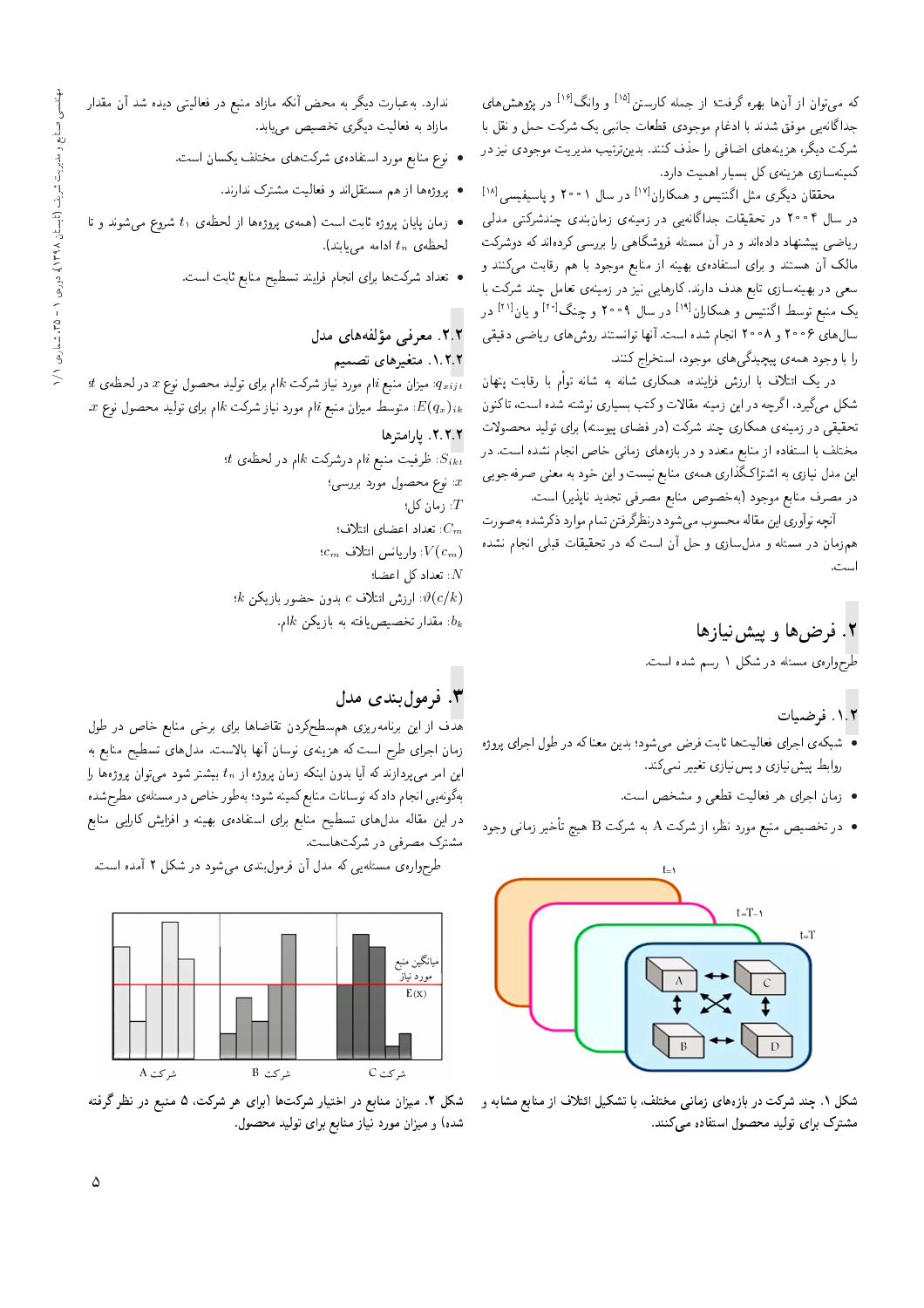که می‌توان از آن‌ها بهره گرفت؛ از جمله کارستن[15] و وانگ[16] در پژوهش‌های جداگانه‌یی موفق شدند با ادغام موجودی قطعات جانبی یک شرکت حمل و نقل با شرکت دیگر، هزینه‌های اضافی را حذف کنند. بدین‌ترتیب مدیریت موجودی نیز در کمینه‌سازی هزینه‌ی کل بسیار اهمیت دارد.

محققان دیگری مثل اگنتیس و همکاران[17] در سال ۲۰۰۱ و پاسیفیسی[18] در سال ۲۰۰۴ در تحقیقات جداگانه‌یی در زمینه‌ی زمان‌بندی چندشرکتی مدلی ریاضی پیشنهاد داده‌اند و در آن مسئله فروشگاهی را بررسی کرده‌اند که دوشرکت مالک آن هستند و برای استفاده‌ی بهینه از منابع موجود با هم رقابت می‌کنند و سعی در بهینه‌سازی تابع هدف دارند. کارهایی نیز در زمینه‌ی تعامل چند شرکت با یک منبع توسط اگنتیس و همکاران[19] در سال ۲۰۰۹ و چنگ[20] و یان[21] در سال‌های ۲۰۰۶ و ۲۰۰۸ انجام شده است. آنها توانستند روش‌های ریاضی دقیقی را با وجود همه‌ی پیچیدگی‌های موجود، استخراج کنند.

در یک ائتلاف با ارزش فزاینده، همکاری شانه به شانه توأم با رقابت پنهان شکل می‌گیرد. اگرچه در این زمینه مقالات و کتب بسیاری نوشته شده است، تاکنون تحقیقی در زمینه‌ی همکاری چند شرکت (در فضای پیوسته) برای تولید محصولات مختلف با استفاده از منابع متعدد و در بازه‌های زمانی خاص انجام نشده است. در این مدل نیازی به اشتراک‌گذاری همه‌ی منابع نیست و این خود به معنی صرفه‌جویی در مصرف منابع موجود (به‌خصوص منابع مصرفی تجدید ناپذیر) است.

آنچه نوآوری این مقاله محسوب می‌شود درنظرگرفتن تمام موارد ذکرشده به‌صورت هم‌زمان در مسئله و مدل‌سازی و حل آن است که در تحقیقات قبلی انجام نشده است.

## ۲. فرض‌ها و پیش‌نیازها

طرح‌واره‌ی مسئله در شکل ۱ رسم شده است.

### ۱.۲. فرضیات

- شبکه‌ی اجرای فعالیت‌ها ثابت فرض می‌شود؛ بدین معنا که در طول اجرای پروژه روابط پیش‌نیازی و پس‌نیازی تغییر نمی‌کند.
- زمان اجرای هر فعالیت قطعی و مشخص است.
- در تخصیص منبع مورد نظر، از شرکت A به شرکت B هیچ تأخیر زمانی وجود ندارد. به‌عبارت دیگر به محض آنکه مازاد منبع در فعالیتی دیده شد آن مقدار مازاد به فعالیت دیگری تخصیص می‌یابد.
- نوع منابع مورد استفاده‌ی شرکت‌های مختلف یکسان است.
- پروژه‌ها از هم مستقل‌اند و فعالیت مشترک ندارند.
- زمان پایان پروژه ثابت است (همه‌ی پروژه‌ها از لحظه‌ی $t_1$ شروع می‌شوند و تا لحظه‌ی $t_n$ ادامه می‌یابند).
- تعداد شرکت‌ها برای انجام فرایند تسطیح منابع ثابت است.

t=1 &nbsp; t=T-1 &nbsp; t=T &nbsp; A &nbsp; B &nbsp; C &nbsp; D

شکل ۱. چند شرکت در بازه‌های زمانی مختلف، با تشکیل ائتلاف از منابع مشابه و مشترک برای تولید محصول استفاده می‌کنند.

### ۲.۲. معرفی مؤلفه‌های مدل

#### ۱.۲.۲. متغیرهای تصمیم

$q_{xijt}$: میزان منبع $i$ام مورد نیاز شرکت $k$ام برای تولید محصول نوع $x$ در لحظه‌ی $t$؛

$E(q_x)_{ik}$: متوسط میزان منبع $i$ام مورد نیاز شرکت $k$ام برای تولید محصول نوع $x$.

#### ۲.۲.۲. پارامترها

$S_{ikt}$: ظرفیت منبع $i$ام درشرکت $k$ام در لحظه‌ی $t$؛

$x$: نوع محصول مورد بررسی؛

$T$: زمان کل؛

$C_m$: تعداد اعضای ائتلاف؛

$V(c_m)$: واریانس ائتلاف $c_m$؛

$N$: تعداد کل اعضا؛

$\vartheta(c/k)$: ارزش ائتلاف $c$ بدون حضور بازیکن $k$؛

$b_k$: مقدار تخصیص‌یافته به بازیکن $k$ام.

## ۳. فرمول‌بندی مدل

هدف از این برنامه‌ریزی هم‌سطح‌کردن تقاضاها برای برخی منابع خاص در طول زمان اجرای طرح است که هزینه‌ی نوسان آنها بالاست. مدل‌های تسطیح منابع به این امر می‌پردازند که آیا بدون اینکه زمان پروژه از $t_n$ بیشتر شود می‌توان پروژه‌ها را به‌گونه‌یی انجام داد که نوسانات منابع کمینه شود؛ به‌طور خاص در مسئله‌ی مطرح‌شده در این مقاله مدل‌های تسطیح منابع برای استفاده‌ی بهینه و افزایش کارایی منابع مشترک مصرفی در شرکت‌هاست.

طرح‌واره‌ی مسئله‌یی که مدل آن فرمول‌بندی می‌شود در شکل ۲ آمده است.

میانگین منبع مورد نیاز E(x) &nbsp; شرکت A &nbsp; شرکت B &nbsp; شرکت C

شکل ۲. میزان منابع در اختیار شرکت‌ها (برای هر شرکت، ۵ منبع در نظر گرفته شده) و میزان مورد نیاز منابع برای تولید محصول.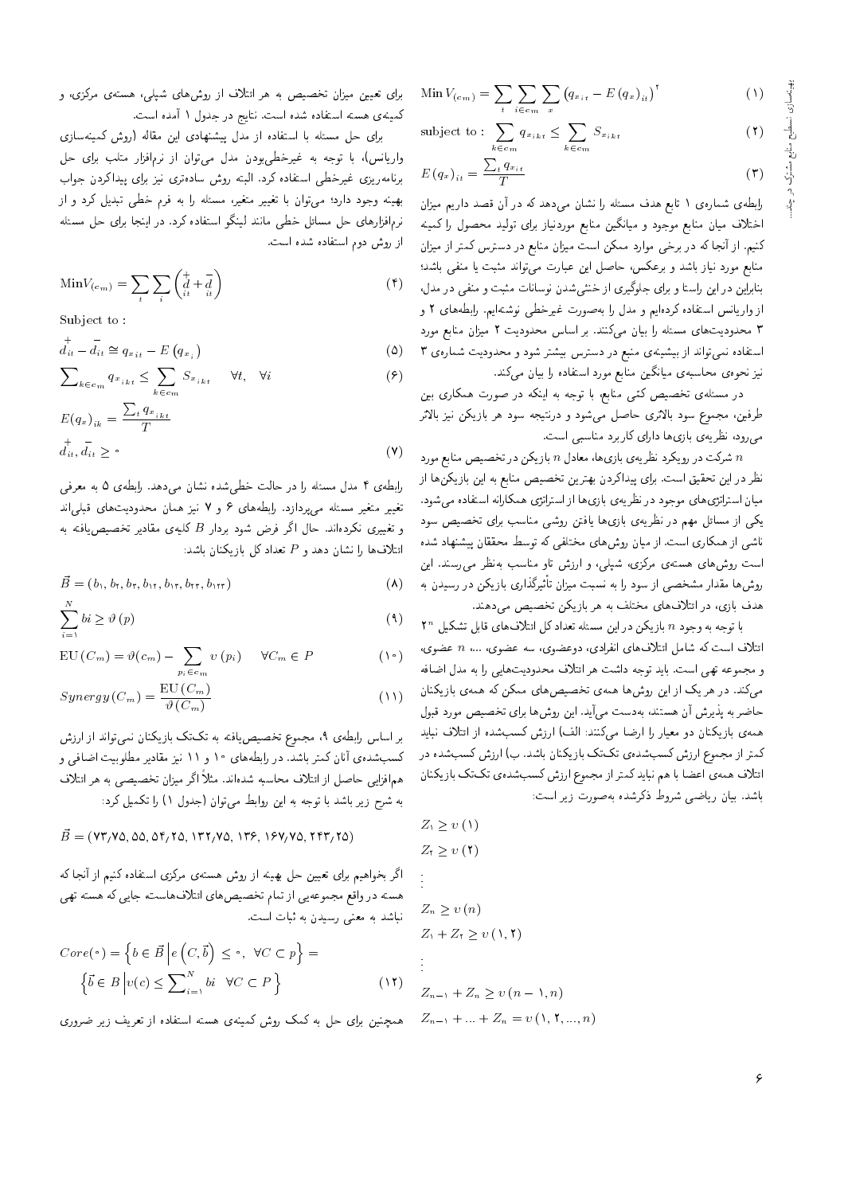$$\text{Min } V_{(c_m)} = \sum_t \sum_{i \in c_m} \sum_x \left(q_{x_{it}} - E\left(q_x\right)_{it}\right)^2 \tag{1}$$

$$\text{subject to : } \sum_{k \in c_m} q_{x_{ikt}} \leq \sum_{k \in c_m} S_{x_{ikt}} \tag{2}$$

$$E\left(q_x\right)_{it} = \frac{\sum_t q_{x_{it}}}{T} \tag{3}$$

رابطه‌ی شماره‌ی ۱ تابع هدف مسئله را نشان می‌دهد که در آن قصد داریم میزان اختلاف میان منابع موجود و میانگین منابع موردنیاز برای تولید محصول را کمینه کنیم. از آنجا که در برخی موارد ممکن است میزان منابع در دسترس کمتر از میزان منابع مورد نیاز باشد و برعکس، حاصل این عبارت می‌تواند مثبت یا منفی باشد؛ بنابراین در این راستا و برای جلوگیری از خنثی‌شدن نوسانات مثبت و منفی در مدل، از واریانس استفاده کرده‌ایم و مدل را به‌صورت غیرخطی نوشته‌ایم. رابطه‌های ۲ و ۳ محدودیت‌های مسئله را بیان می‌کنند. بر اساس محدودیت ۲ میزان منابع مورد استفاده نمی‌تواند از بیشینه‌ی منبع در دسترس بیشتر شود و محدودیت شماره‌ی ۳ نیز نحوه‌ی محاسبه‌ی میانگین منابع مورد استفاده را بیان می‌کند.

در مسئله‌ی تخصیص کمّی منابع، با توجه به اینکه در صورت همکاری بین طرفین، مجموع سود بالاتری حاصل می‌شود و درنتیجه سود هر بازیکن نیز بالاتر می‌رود، نظریه‌ی بازی‌ها دارای کاربرد مناسبی است.

$n$ شرکت در رویکرد نظریه‌ی بازی‌ها، معادل $n$ بازیکن در تخصیص منابع مورد نظر در این تحقیق است. برای پیداکردن بهترین تخصیص منابع به این بازیکن‌ها از میان استراتژی‌های موجود در نظریه‌ی بازی‌ها از استراتژی همکارانه استفاده می‌شود. یکی از مسائل مهم در نظریه‌ی بازی‌ها یافتن روشی مناسب برای تخصیص سود ناشی از همکاری است. از میان روش‌های مختلفی که توسط محققان پیشنهاد شده است روش‌های هسته‌ی مرکزی، شپلی، و ارزش تاو مناسب به‌نظر می‌رسند. این روش‌ها مقدار مشخصی از سود را به نسبت میزان تأثیرگذاری بازیکن در رسیدن به هدف بازی، در ائتلاف‌های مختلف به هر بازیکن تخصیص می‌دهند.

با توجه به وجود $n$ بازیکن در این مسئله تعداد کل ائتلاف‌های قابل تشکیل $2^n$ ائتلاف است که شامل ائتلاف‌های انفرادی، دوعضوی، سه عضوی، ...، $n$ عضوی، و مجموعه تهی است. باید توجه داشت هر ائتلاف محدودیت‌هایی را به مدل اضافه می‌کند. در هر یک از این روش‌ها همه‌ی تخصیص‌های ممکن که همه‌ی بازیکنان حاضر به پذیرش آن هستند، به‌دست می‌آید. این روش‌ها برای تخصیص مورد قبول همه‌ی بازیکنان دو معیار را ارضا می‌کنند: الف) ارزش کسب‌شده از ائتلاف نباید کمتر از مجموع ارزش کسب‌شده‌ی تک‌تک بازیکنان باشد. ب) ارزش کسب‌شده در ائتلاف همه‌ی اعضا با هم نباید کمتر از مجموع ارزش کسب‌شده‌ی تک‌تک بازیکنان باشد. بیان ریاضی شروط ذکرشده به‌صورت زیر است:

$$Z_1 \geq v\left(1\right)$$
$$Z_2 \geq v\left(2\right)$$
$$\vdots$$
$$Z_n \geq v\left(n\right)$$
$$Z_1 + Z_2 \geq v\left(1, 2\right)$$
$$\vdots$$
$$Z_{n-1} + Z_n \geq v\left(n-1, n\right)$$
$$Z_{n-1} + \ldots + Z_n = v\left(1, 2, \ldots, n\right)$$

برای تعیین میزان تخصیص به هر ائتلاف از روش‌های شپلی، هسته‌ی مرکزی، و کمینه‌ی هسته استفاده شده است. نتایج در جدول ۱ آمده است.

برای حل مسئله با استفاده از مدل پیشنهادی این مقاله (روش کمینه‌سازی واریانس)، با توجه به غیرخطی‌بودن مدل می‌توان از نرم‌افزار متلب برای حل برنامه‌ریزی غیرخطی استفاده کرد. البته روش ساده‌تری نیز برای پیداکردن جواب بهینه وجود دارد؛ می‌توان با تغییر متغیر، مسئله را به فرم خطی تبدیل کرد و از نرم‌افزارهای حل مسائل خطی مانند لینگو استفاده کرد. در اینجا برای حل مسئله از روش دوم استفاده شده است.

$$\text{Min}V_{(c_m)} = \sum_t \sum_i \left(\overset{+}{d}_{it} + \overset{-}{d}_{it}\right) \tag{4}$$

Subject to :

$$\overset{+}{d}_{it} - \overset{-}{d}_{it} \cong q_{x_{it}} - E\left(q_{x_i}\right) \tag{5}$$

$$\sum_{k \in c_m} q_{x_{ikt}} \leq \sum_{k \in c_m} S_{x_{ikt}} \qquad \forall t, \quad \forall i \tag{6}$$

$$E(q_x)_{ik} = \frac{\sum_t q_{x_{ikt}}}{T}$$

$$\overset{+}{d}_{it}, \overset{-}{d}_{it} \geq 0 \tag{7}$$

رابطه‌ی ۴ مدل مسئله را در حالت خطی‌شده نشان می‌دهد. رابطه‌ی ۵ به معرفی تغییر متغیر مسئله می‌پردازد. رابطه‌های ۶ و ۷ نیز همان محدودیت‌های قبلی‌اند و تغییری نکرده‌اند. حال اگر فرض شود بردار $B$ کلیه‌ی مقادیر تخصیص‌یافته به ائتلاف‌ها را نشان دهد و $P$ تعداد کل بازیکنان باشد:

$$\vec{B} = \left(b_1, b_2, b_3, b_{12}, b_{13}, b_{23}, b_{123}\right) \tag{8}$$

$$\sum_{i=1}^{N} bi \geq \vartheta\left(p\right) \tag{9}$$

$$\text{EU}\left(C_m\right) = \vartheta(c_m) - \sum_{p_i \in c_m} v\left(p_i\right) \qquad \forall C_m \in P \tag{10}$$

$$Synergy\left(C_m\right) = \frac{\text{EU}\left(C_m\right)}{\vartheta\left(C_m\right)} \tag{11}$$

بر اساس رابطه‌ی ۹، مجموع تخصیص‌یافته به تک‌تک بازیکنان نمی‌تواند از ارزش کسب‌شده‌ی آنان کمتر باشد. در رابطه‌های ۱۰ و ۱۱ نیز مقادیر مطلوبیت اضافی و هم‌افزایی حاصل از ائتلاف محاسبه شده‌اند. مثلاً اگر میزان تخصیصی به هر ائتلاف به شرح زیر باشد با توجه به این روابط می‌توان (جدول ۱) را تکمیل کرد:

$$\vec{B} = \left(73/75, 55, 54/25, 132/75, 136, 167/75, 243/25\right)$$

اگر بخواهیم برای تعیین حل بهینه از روش هسته‌ی مرکزی استفاده کنیم از آنجا که هسته در واقع مجموعه‌یی از تمام تخصیص‌های ائتلاف‌هاست جایی که هسته تهی نباشد به معنی رسیدن به ثبات است.

$$Core(0) = \left\{b \in \vec{B} \,\middle|\, e\left(C, \vec{b}\right) \leq 0, \ \forall C \subset p\right\} =$$
$$\left\{\vec{b} \in B \,\middle|\, v(c) \leq \sum_{i=1}^{N} bi \quad \forall C \subset P\right\} \tag{12}$$

همچنین برای حل به کمک روش کمینه‌ی هسته استفاده از تعریف زیر ضروری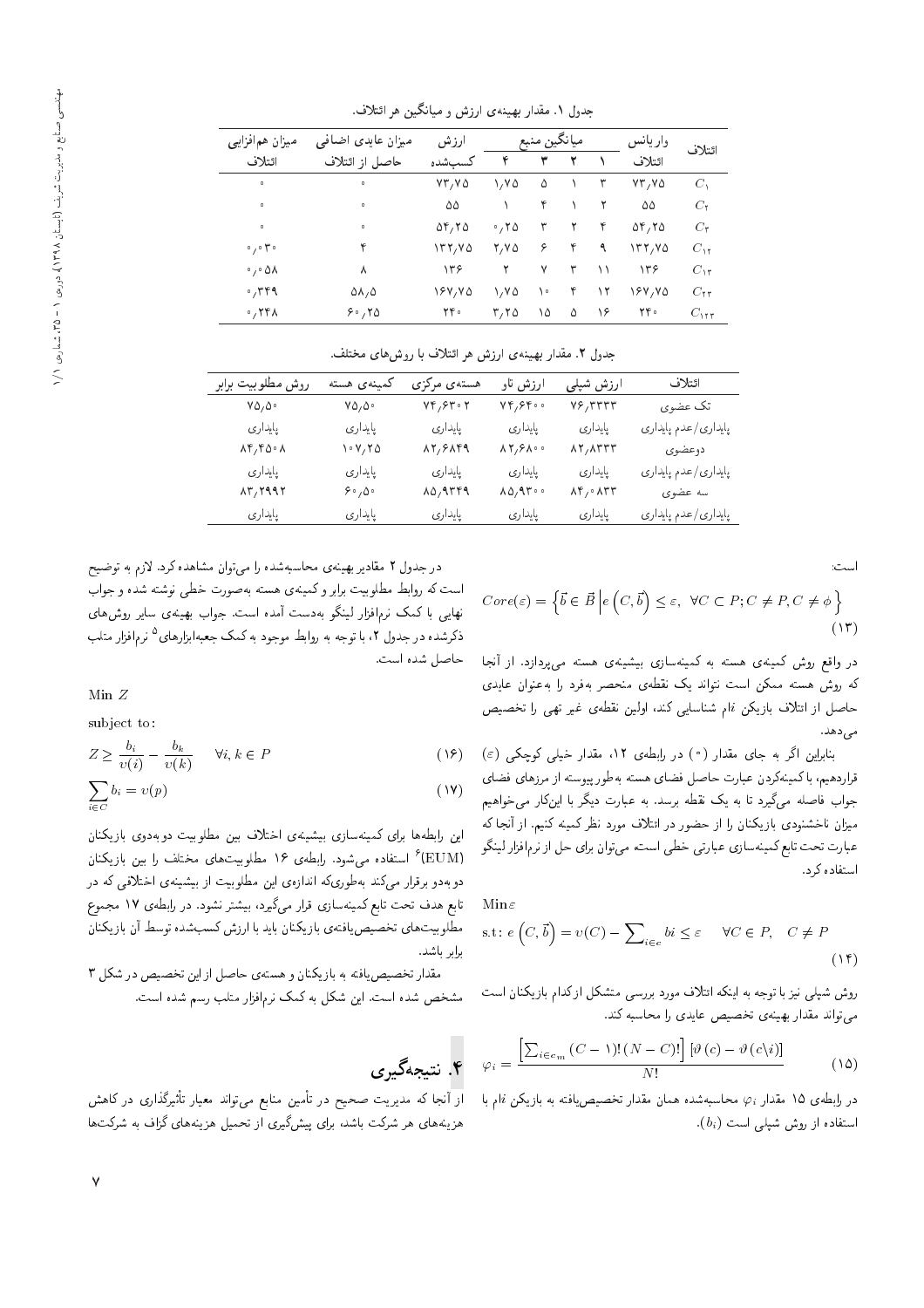جدول ۱. مقدار بهینه‌ی ارزش و میانگین هر ائتلاف.

| ائتلاف | واریانس ائتلاف | میانگین منبع ۱ | ۲ | ۳ | ۴ | ارزش کسب‌شده | میزان عایدی اضافی حاصل از ائتلاف | میزان هم‌افزایی ائتلاف |
|---|---|---|---|---|---|---|---|---|
| $C_1$ | ۷۳٫۷۵ | ۳ | ۱ | ۵ | ۱٫۷۵ | ۷۳٫۷۵ | ۰ | ۰ |
| $C_2$ | ۵۵ | ۲ | ۱ | ۴ | ۱ | ۵۵ | ۰ | ۰ |
| $C_3$ | ۵۴٫۲۵ | ۴ | ۲ | ۳ | ۰٫۲۵ | ۵۴٫۲۵ | ۰ | ۰ |
| $C_{12}$ | ۱۳۲٫۷۵ | ۹ | ۴ | ۶ | ۲٫۷۵ | ۱۳۲٫۷۵ | ۴ | ۰٫۰۳۰ |
| $C_{13}$ | ۱۳۶ | ۱۱ | ۳ | ۷ | ۲ | ۱۳۶ | ۸ | ۰٫۰۵۸ |
| $C_{23}$ | ۱۶۷٫۷۵ | ۱۲ | ۴ | ۱۰ | ۱٫۷۵ | ۱۶۷٫۷۵ | ۵۸٫۵ | ۰٫۳۴۹ |
| $C_{123}$ | ۲۴۰ | ۱۶ | ۵ | ۱۵ | ۳٫۲۵ | ۲۴۰ | ۶۰٫۲۵ | ۰٫۲۴۸ |

جدول ۲. مقدار بهینه‌ی ارزش هر ائتلاف با روش‌های مختلف.

| ائتلاف | ارزش شپلی | ارزش تاو | هسته‌ی مرکزی | کمینه‌ی هسته | روش مطلوبیت برابر |
|---|---|---|---|---|---|
| تک عضوی | ۷۶٫۳۳۳۳ | ۷۴٫۶۴۰۰ | ۷۴٫۶۳۰۲ | ۷۵٫۵۰ | ۷۵٫۵۰ |
| پایداری/عدم پایداری | پایداری | پایداری | پایداری | پایداری | پایداری |
| دوعضوی | ۸۲٫۸۳۳۳ | ۸۲٫۶۸۰۰ | ۸۲٫۶۸۴۹ | ۱۰۷٫۲۵ | ۸۴٫۴۵۰۸ |
| پایداری/عدم پایداری | پایداری | پایداری | پایداری | پایداری | پایداری |
| سه عضوی | ۸۴٫۰۸۳۳ | ۸۵٫۹۳۰۰ | ۸۵٫۹۳۴۹ | ۶۰٫۵۰ | ۸۳٫۲۹۹۲ |
| پایداری/عدم پایداری | پایداری | پایداری | پایداری | پایداری | پایداری |

است:

$$Core(\varepsilon)=\left\{\vec{b}\in\vec{B}\,\middle|\,e\left(C,\vec{b}\right)\leq\varepsilon,\ \ \forall C\subset P; C\neq P, C\neq\phi\right\} \qquad (13)$$

در واقع روش کمینه‌ی هسته به کمینه‌سازی بیشینه‌ی هسته می‌پردازد. از آنجا که روش هسته ممکن است نتواند یک نقطه‌ی منحصر به‌فرد را به‌عنوان عایدی حاصل از ائتلاف بازیکن $i$ام شناسایی کند، اولین نقطه‌ی غیر تهی را تخصیص می‌دهد.

بنابراین اگر به جای مقدار (۰) در رابطه‌ی ۱۲، مقدار خیلی کوچکی $(\varepsilon)$ قراردهیم، با کمینه‌کردن عبارت حاصل فضای هسته به‌طور پیوسته از مرزهای فضای جواب فاصله می‌گیرد تا به یک نقطه برسد. به عبارت دیگر با این‌کار می‌خواهیم میزان ناخشنودی بازیکنان را از حضور در ائتلاف مورد نظر کمینه کنیم. از آنجا که عبارت تحت تابع کمینه‌سازی عبارتی خطی است، می‌توان برای حل از نرم‌افزار لینگو استفاده کرد.

$$\text{Min}\,\varepsilon$$

$$\text{s.t: } e\left(C,\vec{b}\right)=v(C)-\sum\nolimits_{i\in c} bi\leq\varepsilon \qquad \forall C\in P,\quad C\neq P \qquad (14)$$

روش شپلی نیز با توجه به اینکه ائتلاف مورد بررسی متشکل از کدام بازیکنان است می‌تواند مقدار بهینه‌ی تخصیص عایدی را محاسبه کند.

$$\varphi_i=\frac{\left[\sum_{i\in c_m}(C-1)!\,(N-C)!\right]\left[\vartheta(c)-\vartheta(c\backslash i)\right]}{N!} \qquad (15)$$

در رابطه‌ی ۱۵ مقدار $\varphi_i$ محاسبه‌شده همان مقدار تخصیص‌یافته به بازیکن $i$ام با استفاده از روش شپلی است $(b_i)$.

در جدول ۲ مقادیر بهینه‌ی محاسبه‌شده را می‌توان مشاهده کرد. لازم به توضیح است که روابط مطلوبیت برابر و کمینه‌ی هسته به‌صورت خطی نوشته شده و جواب نهایی با کمک نرم‌افزار لینگو به‌دست آمده است. جواب بهینه‌ی سایر روش‌های ذکرشده در جدول ۲، با توجه به روابط موجود به کمک جعبه‌ابزارهای[5] نرم‌افزار متلب حاصل شده است.

$$\text{Min } Z$$

subject to:

$$Z\geq\frac{b_i}{v(i)}-\frac{b_k}{v(k)} \qquad \forall i,k\in P \qquad (16)$$

$$\sum_{i\in C} b_i=v(p) \qquad (17)$$

این رابطه‌ها برای کمینه‌سازی بیشینه‌ی اختلاف بین مطلوبیت دوبه‌دوی بازیکنان (EUM)[6] استفاده می‌شود. رابطه‌ی ۱۶ مطلوبیت‌های مختلف را بین بازیکنان دوبه‌دو برقرار می‌کند به‌طوری‌که اندازه‌ی این مطلوبیت از بیشینه‌ی اختلافی که در تابع هدف تحت تابع کمینه‌سازی قرار می‌گیرد، بیشتر نشود. در رابطه‌ی ۱۷ مجموع مطلوبیت‌های تخصیص‌یافته‌ی بازیکنان باید با ارزش کسب‌شده توسط آن بازیکنان برابر باشد.

مقدار تخصیص‌یافته به بازیکنان و هسته‌ی حاصل از این تخصیص در شکل ۳ مشخص شده است. این شکل به کمک نرم‌افزار متلب رسم شده است.

## ۴. نتیجه‌گیری

از آنجا که مدیریت صحیح در تأمین منابع می‌تواند معیار تأثیرگذاری در کاهش هزینه‌های هر شرکت باشد، برای پیش‌گیری از تحمیل هزینه‌های گزاف به شرکت‌ها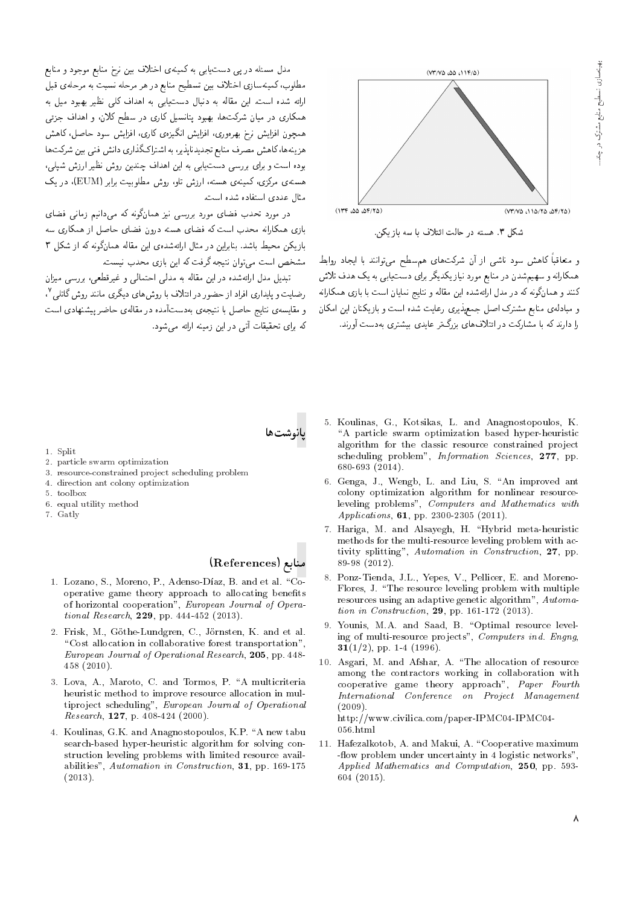شکل ۳. هسته در حالت ائتلاف با سه بازیکن.

و متعاقباً کاهش سود ناشی از آن شرکت‌های هم‌سطح می‌توانند با ایجاد روابط همکارانه و سهیم‌شدن در منابع مورد نیاز یکدیگر برای دست‌یابی به یک هدف تلاش کنند و همان‌گونه که در مدل ارائه‌شده این مقاله و نتایج نمایان است با بازی همکارانه و مبادله‌ی منابع مشترک اصل جمع‌پذیری رعایت شده است و بازیکنان این امکان را دارند که با مشارکت در ائتلاف‌های بزرگ‌تر عایدی بیشتری به‌دست آورند.

مدل مسئله در پی دست‌یابی به کمینه‌ی اختلاف بین نرخ منابع موجود و منابع مطلوب، کمینه‌سازی اختلاف بین تسطیح منابع در هر مرحله نسبت به مرحله‌ی قبل ارائه شده است. این مقاله به دنبال دست‌یابی به اهداف کلی نظیر بهبود میل به همکاری در میان شرکت‌ها، بهبود پتانسیل کاری در سطح کلان، و اهداف جزئی همچون افزایش نرخ بهره‌وری، افزایش انگیزه‌ی کاری، افزایش سود حاصل، کاهش هزینه‌ها، کاهش مصرف منابع تجدیدناپذیر، به اشتراک‌گذاری دانش فنی بین شرکت‌ها بوده است و برای بررسی دست‌یابی به این اهداف چندین روش نظیر ارزش شپلی، هسته‌ی مرکزی، کمینه‌ی هسته، ارزش تاو، روش مطلوبیت برابر (EUM)، در یک مثال عددی استفاده شده است.

در مورد تحدب فضای مورد بررسی نیز همان‌گونه که می‌دانیم زمانی فضای بازی همکارانه محدب است که فضای هسته درون فضای حاصل از همکاری سه بازیکن محیط باشد. بنابراین در مثال ارائه‌شده‌ی این مقاله همان‌گونه که از شکل ۳ مشخص است می‌توان نتیجه گرفت که این بازی محدب نیست.

تبدیل مدل ارائه‌شده در این مقاله به مدلی احتمالی و غیرقطعی، بررسی میزان رضایت و پایداری افراد از حضور در ائتلاف با روش‌های دیگری مانند روش گاتلی[7]، و مقایسه‌ی نتایج حاصل با نتیجه‌ی به‌دست‌آمده در مقاله‌ی حاضر پیشنهادی است که برای تحقیقات آتی در این زمینه ارائه می‌شود.

## پانوشت‌ها

1. Split
2. particle swarm optimization
3. resource-constrained project scheduling problem
4. direction ant colony optimization
5. toolbox
6. equal utility method
7. Gatly

## منابع (References)

1. Lozano, S., Moreno, P., Adenso-Díaz, B. and et al. "Cooperative game theory approach to allocating benefits of horizontal cooperation", *European Journal of Operational Research*, **229**, pp. 444-452 (2013).
2. Frisk, M., Göthe-Lundgren, C., Jörnsten, K. and et al. "Cost allocation in collaborative forest transportation", *European Journal of Operational Research*, **205**, pp. 448-458 (2010).
3. Lova, A., Maroto, C. and Tormos, P. "A multicriteria heuristic method to improve resource allocation in multiproject scheduling", *European Journal of Operational Research*, **127**, p. 408-424 (2000).
4. Koulinas, G.K. and Anagnostopoulos, K.P. "A new tabu search-based hyper-heuristic algorithm for solving construction leveling problems with limited resource availabilities", *Automation in Construction*, **31**, pp. 169-175 (2013).
5. Koulinas, G., Kotsikas, L. and Anagnostopoulos, K. "A particle swarm optimization based hyper-heuristic algorithm for the classic resource constrained project scheduling problem", *Information Sciences*, **277**, pp. 680-693 (2014).
6. Genga, J., Wengb, L. and Liu, S. "An improved ant colony optimization algorithm for nonlinear resource-leveling problems", *Computers and Mathematics with Applications*, **61**, pp. 2300-2305 (2011).
7. Hariga, M. and Alsayegh, H. "Hybrid meta-heuristic methods for the multi-resource leveling problem with activity splitting", *Automation in Construction*, **27**, pp. 89-98 (2012).
8. Ponz-Tienda, J.L., Yepes, V., Pellicer, E. and Moreno-Flores, J. "The resource leveling problem with multiple resources using an adaptive genetic algorithm", *Automation in Construction*, **29**, pp. 161-172 (2013).
9. Younis, M.A. and Saad, B. "Optimal resource leveling of multi-resource projects", *Computers ind. Engng*, **31**(1/2), pp. 1-4 (1996).
10. Asgari, M. and Afshar, A. "The allocation of resource among the contractors working in collaboration with cooperative game theory approach", *Paper Fourth International Conference on Project Management* (2009). http://www.civilica.com/paper-IPMC04-IPMC04-056.html
11. Hafezalkotob, A. and Makui, A. "Cooperative maximum -flow problem under uncertainty in 4 logistic networks", *Applied Mathematics and Computation*, **250**, pp. 593-604 (2015).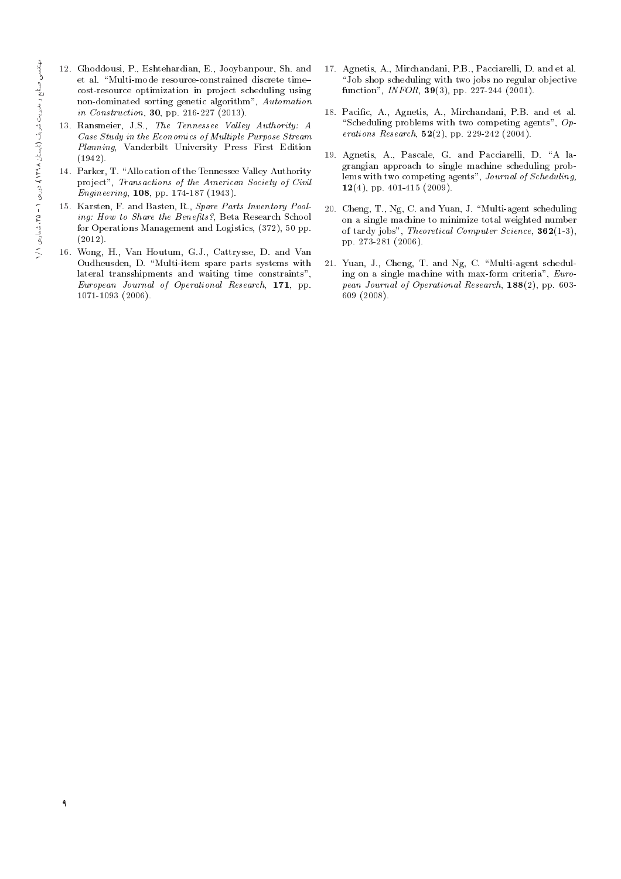12. Ghoddousi, P., Eshtehardian, E., Jooybanpour, Sh. and et al. "Multi-mode resource-constrained discrete time–cost-resource optimization in project scheduling using non-dominated sorting genetic algorithm", *Automation in Construction*, **30**, pp. 216-227 (2013).
13. Ransmeier, J.S., *The Tennessee Valley Authority: A Case Study in the Economics of Multiple Purpose Stream Planning*, Vanderbilt University Press First Edition (1942).
14. Parker, T. "Allocation of the Tennessee Valley Authority project", *Transactions of the American Society of Civil Engineering*, **108**, pp. 174-187 (1943).
15. Karsten, F. and Basten, R., *Spare Parts Inventory Pooling: How to Share the Benefits?*, Beta Research School for Operations Management and Logistics, (372), 50 pp. (2012).
16. Wong, H., Van Houtum, G.J., Cattrysse, D. and Van Oudheusden, D. "Multi-item spare parts systems with lateral transshipments and waiting time constraints", *European Journal of Operational Research*, **171**, pp. 1071-1093 (2006).
17. Agnetis, A., Mirchandani, P.B., Pacciarelli, D. and et al. "Job shop scheduling with two jobs no regular objective function", *INFOR*, **39**(3), pp. 227-244 (2001).
18. Pacific, A., Agnetis, A., Mirchandani, P.B. and et al. "Scheduling problems with two competing agents", *Operations Research*, **52**(2), pp. 229-242 (2004).
19. Agnetis, A., Pascale, G. and Pacciarelli, D. "A lagrangian approach to single machine scheduling problems with two competing agents", *Journal of Scheduling*, **12**(4), pp. 401-415 (2009).
20. Cheng, T., Ng, C. and Yuan, J. "Multi-agent scheduling on a single machine to minimize total weighted number of tardy jobs", *Theoretical Computer Science*, **362**(1-3), pp. 273-281 (2006).
21. Yuan, J., Cheng, T. and Ng, C. "Multi-agent scheduling on a single machine with max-form criteria", *European Journal of Operational Research*, **188**(2), pp. 603-609 (2008).